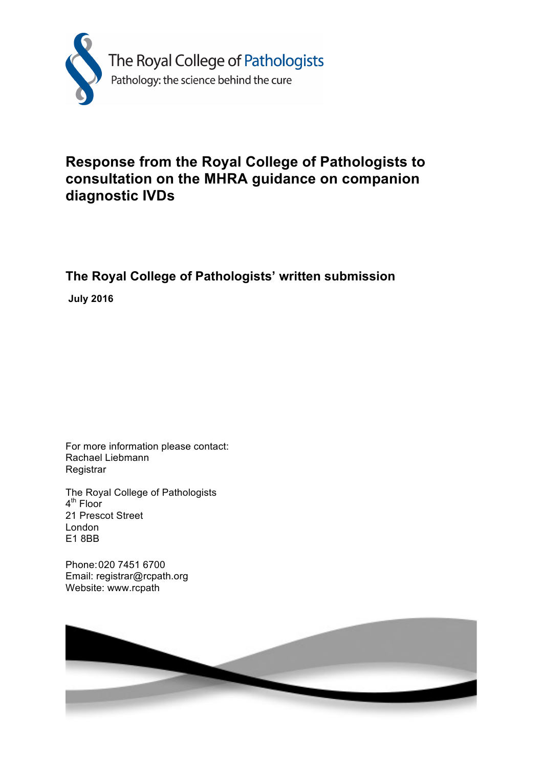The Royal College of Pathologists

Pathology: the science behind the cure

# Response from the Royal College of Pathologists to consultation on the MHRA guidance on companion diagnostic IVDs

## The Royal College of Pathologists' written submission

**July 2016**

For more information please contact:
Rachael Liebmann
Registrar

The Royal College of Pathologists
4th Floor
21 Prescot Street
London
E1 8BB

Phone: 020 7451 6700
Email: registrar@rcpath.org
Website: www.rcpath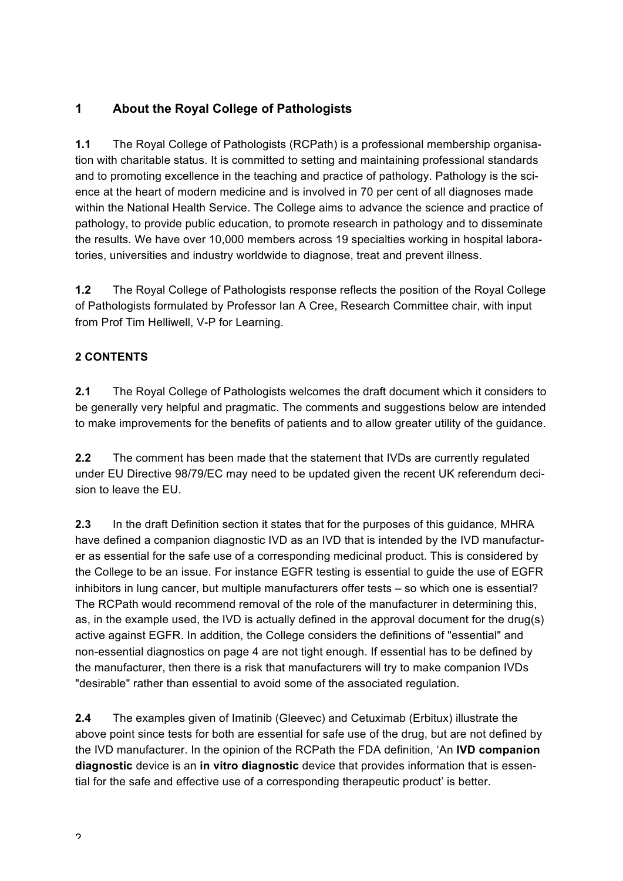## 1 About the Royal College of Pathologists

**1.1** The Royal College of Pathologists (RCPath) is a professional membership organisation with charitable status. It is committed to setting and maintaining professional standards and to promoting excellence in the teaching and practice of pathology. Pathology is the science at the heart of modern medicine and is involved in 70 per cent of all diagnoses made within the National Health Service. The College aims to advance the science and practice of pathology, to provide public education, to promote research in pathology and to disseminate the results. We have over 10,000 members across 19 specialties working in hospital laboratories, universities and industry worldwide to diagnose, treat and prevent illness.

**1.2** The Royal College of Pathologists response reflects the position of the Royal College of Pathologists formulated by Professor Ian A Cree, Research Committee chair, with input from Prof Tim Helliwell, V-P for Learning.

**2 CONTENTS**

**2.1** The Royal College of Pathologists welcomes the draft document which it considers to be generally very helpful and pragmatic. The comments and suggestions below are intended to make improvements for the benefits of patients and to allow greater utility of the guidance.

**2.2** The comment has been made that the statement that IVDs are currently regulated under EU Directive 98/79/EC may need to be updated given the recent UK referendum decision to leave the EU.

**2.3** In the draft Definition section it states that for the purposes of this guidance, MHRA have defined a companion diagnostic IVD as an IVD that is intended by the IVD manufacturer as essential for the safe use of a corresponding medicinal product. This is considered by the College to be an issue. For instance EGFR testing is essential to guide the use of EGFR inhibitors in lung cancer, but multiple manufacturers offer tests – so which one is essential? The RCPath would recommend removal of the role of the manufacturer in determining this, as, in the example used, the IVD is actually defined in the approval document for the drug(s) active against EGFR. In addition, the College considers the definitions of "essential" and non-essential diagnostics on page 4 are not tight enough. If essential has to be defined by the manufacturer, then there is a risk that manufacturers will try to make companion IVDs "desirable" rather than essential to avoid some of the associated regulation.

**2.4** The examples given of Imatinib (Gleevec) and Cetuximab (Erbitux) illustrate the above point since tests for both are essential for safe use of the drug, but are not defined by the IVD manufacturer. In the opinion of the RCPath the FDA definition, 'An **IVD companion diagnostic** device is an **in vitro diagnostic** device that provides information that is essential for the safe and effective use of a corresponding therapeutic product' is better.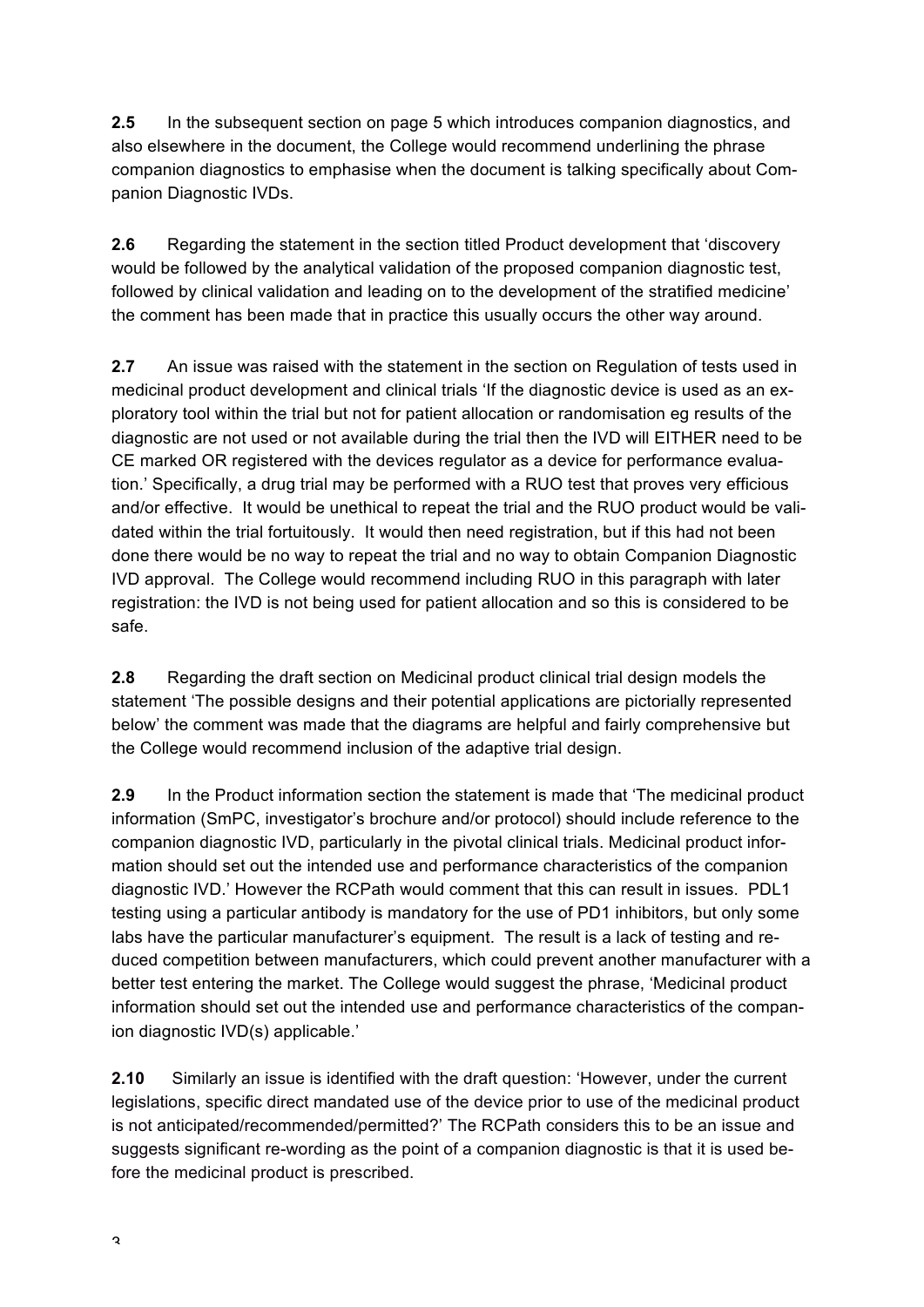**2.5** In the subsequent section on page 5 which introduces companion diagnostics, and also elsewhere in the document, the College would recommend underlining the phrase companion diagnostics to emphasise when the document is talking specifically about Companion Diagnostic IVDs.

**2.6** Regarding the statement in the section titled Product development that 'discovery would be followed by the analytical validation of the proposed companion diagnostic test, followed by clinical validation and leading on to the development of the stratified medicine' the comment has been made that in practice this usually occurs the other way around.

**2.7** An issue was raised with the statement in the section on Regulation of tests used in medicinal product development and clinical trials 'If the diagnostic device is used as an exploratory tool within the trial but not for patient allocation or randomisation eg results of the diagnostic are not used or not available during the trial then the IVD will EITHER need to be CE marked OR registered with the devices regulator as a device for performance evaluation.' Specifically, a drug trial may be performed with a RUO test that proves very efficious and/or effective. It would be unethical to repeat the trial and the RUO product would be validated within the trial fortuitously. It would then need registration, but if this had not been done there would be no way to repeat the trial and no way to obtain Companion Diagnostic IVD approval. The College would recommend including RUO in this paragraph with later registration: the IVD is not being used for patient allocation and so this is considered to be safe.

**2.8** Regarding the draft section on Medicinal product clinical trial design models the statement 'The possible designs and their potential applications are pictorially represented below' the comment was made that the diagrams are helpful and fairly comprehensive but the College would recommend inclusion of the adaptive trial design.

**2.9** In the Product information section the statement is made that 'The medicinal product information (SmPC, investigator's brochure and/or protocol) should include reference to the companion diagnostic IVD, particularly in the pivotal clinical trials. Medicinal product information should set out the intended use and performance characteristics of the companion diagnostic IVD.' However the RCPath would comment that this can result in issues. PDL1 testing using a particular antibody is mandatory for the use of PD1 inhibitors, but only some labs have the particular manufacturer's equipment. The result is a lack of testing and reduced competition between manufacturers, which could prevent another manufacturer with a better test entering the market. The College would suggest the phrase, 'Medicinal product information should set out the intended use and performance characteristics of the companion diagnostic IVD(s) applicable.'

**2.10** Similarly an issue is identified with the draft question: 'However, under the current legislations, specific direct mandated use of the device prior to use of the medicinal product is not anticipated/recommended/permitted?' The RCPath considers this to be an issue and suggests significant re-wording as the point of a companion diagnostic is that it is used before the medicinal product is prescribed.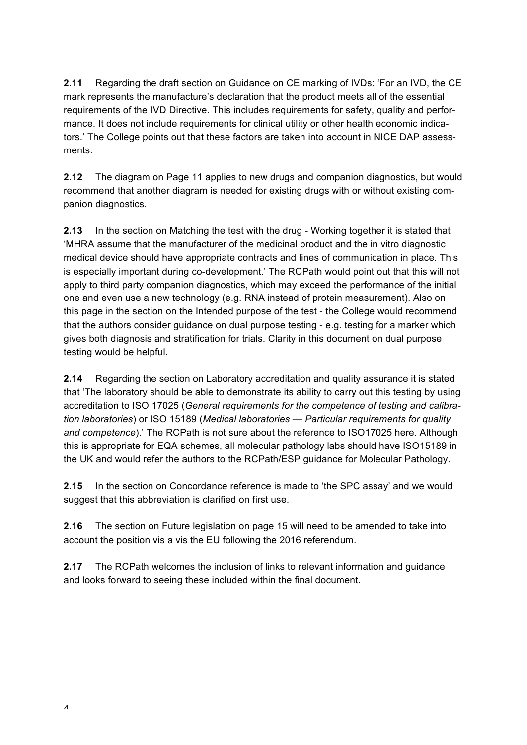**2.11** Regarding the draft section on Guidance on CE marking of IVDs: 'For an IVD, the CE mark represents the manufacture's declaration that the product meets all of the essential requirements of the IVD Directive. This includes requirements for safety, quality and performance. It does not include requirements for clinical utility or other health economic indicators.' The College points out that these factors are taken into account in NICE DAP assessments.

**2.12** The diagram on Page 11 applies to new drugs and companion diagnostics, but would recommend that another diagram is needed for existing drugs with or without existing companion diagnostics.

**2.13** In the section on Matching the test with the drug - Working together it is stated that 'MHRA assume that the manufacturer of the medicinal product and the in vitro diagnostic medical device should have appropriate contracts and lines of communication in place. This is especially important during co-development.' The RCPath would point out that this will not apply to third party companion diagnostics, which may exceed the performance of the initial one and even use a new technology (e.g. RNA instead of protein measurement). Also on this page in the section on the Intended purpose of the test - the College would recommend that the authors consider guidance on dual purpose testing - e.g. testing for a marker which gives both diagnosis and stratification for trials. Clarity in this document on dual purpose testing would be helpful.

**2.14** Regarding the section on Laboratory accreditation and quality assurance it is stated that 'The laboratory should be able to demonstrate its ability to carry out this testing by using accreditation to ISO 17025 (*General requirements for the competence of testing and calibration laboratories*) or ISO 15189 (*Medical laboratories — Particular requirements for quality and competence*).' The RCPath is not sure about the reference to ISO17025 here. Although this is appropriate for EQA schemes, all molecular pathology labs should have ISO15189 in the UK and would refer the authors to the RCPath/ESP guidance for Molecular Pathology.

**2.15** In the section on Concordance reference is made to 'the SPC assay' and we would suggest that this abbreviation is clarified on first use.

**2.16** The section on Future legislation on page 15 will need to be amended to take into account the position vis a vis the EU following the 2016 referendum.

**2.17** The RCPath welcomes the inclusion of links to relevant information and guidance and looks forward to seeing these included within the final document.